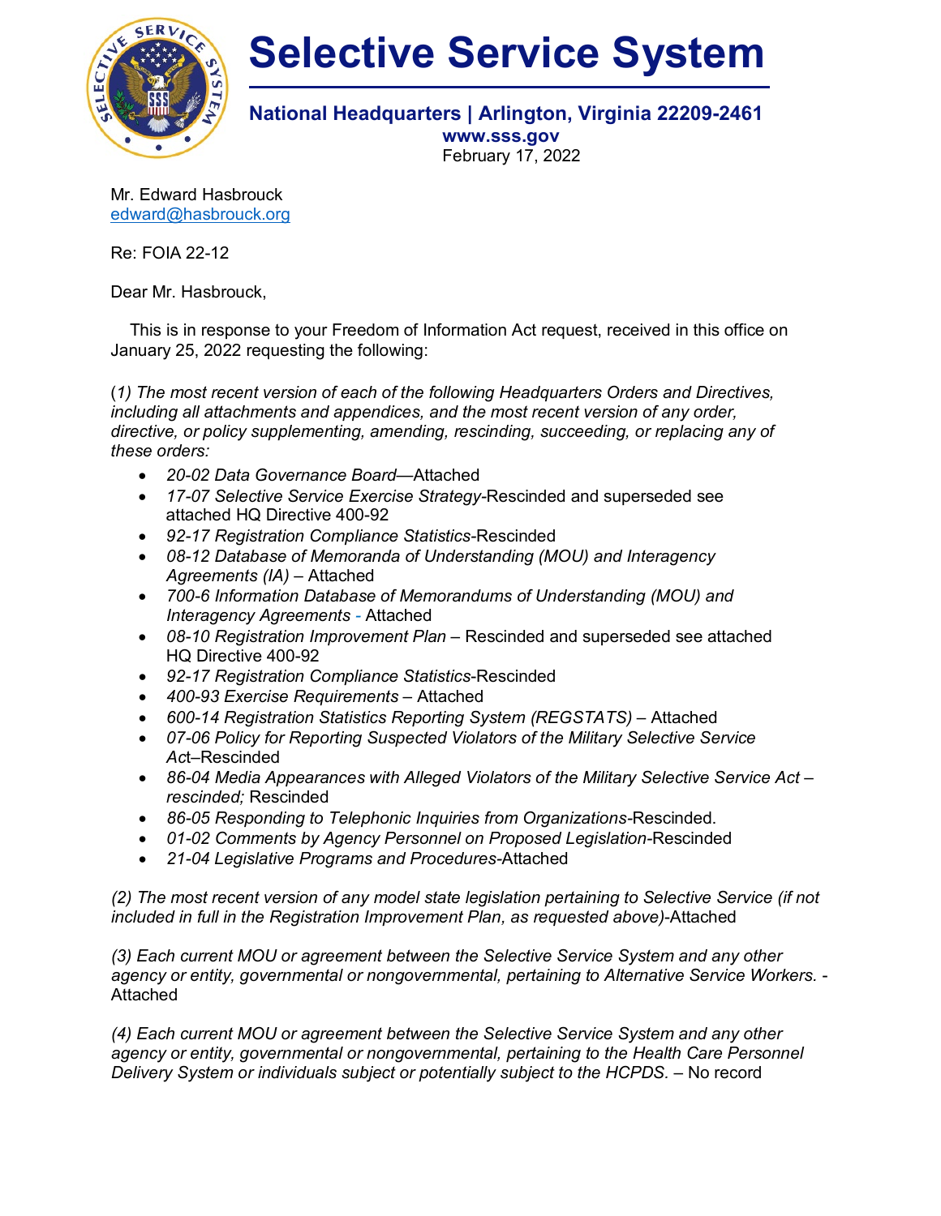# Selective Service System

**National Headquarters | Arlington, Virginia 22209-2461**
**www.sss.gov**
February 17, 2022

Mr. Edward Hasbrouck
edward@hasbrouck.org

Re: FOIA 22-12

Dear Mr. Hasbrouck,

This is in response to your Freedom of Information Act request, received in this office on January 25, 2022 requesting the following:

(*1) The most recent version of each of the following Headquarters Orders and Directives, including all attachments and appendices, and the most recent version of any order, directive, or policy supplementing, amending, rescinding, succeeding, or replacing any of these orders:*

- *20-02 Data Governance Board*—Attached
- *17-07 Selective Service Exercise Strategy*-Rescinded and superseded see attached HQ Directive 400-92
- *92-17 Registration Compliance Statistics*-Rescinded
- *08-12 Database of Memoranda of Understanding (MOU) and Interagency Agreements (IA)* – Attached
- *700-6 Information Database of Memorandums of Understanding (MOU) and Interagency Agreements* - Attached
- *08-10 Registration Improvement Plan* – Rescinded and superseded see attached HQ Directive 400-92
- *92-17 Registration Compliance Statistics*-Rescinded
- *400-93 Exercise Requirements* – Attached
- *600-14 Registration Statistics Reporting System (REGSTATS)* – Attached
- *07-06 Policy for Reporting Suspected Violators of the Military Selective Service Act*–Rescinded
- *86-04 Media Appearances with Alleged Violators of the Military Selective Service Act – rescinded;* Rescinded
- *86-05 Responding to Telephonic Inquiries from Organizations*-Rescinded.
- *01-02 Comments by Agency Personnel on Proposed Legislation*-Rescinded
- *21-04 Legislative Programs and Procedures*-Attached

*(2) The most recent version of any model state legislation pertaining to Selective Service (if not included in full in the Registration Improvement Plan, as requested above)*-Attached

*(3) Each current MOU or agreement between the Selective Service System and any other agency or entity, governmental or nongovernmental, pertaining to Alternative Service Workers.* - Attached

*(4) Each current MOU or agreement between the Selective Service System and any other agency or entity, governmental or nongovernmental, pertaining to the Health Care Personnel Delivery System or individuals subject or potentially subject to the HCPDS.* – No record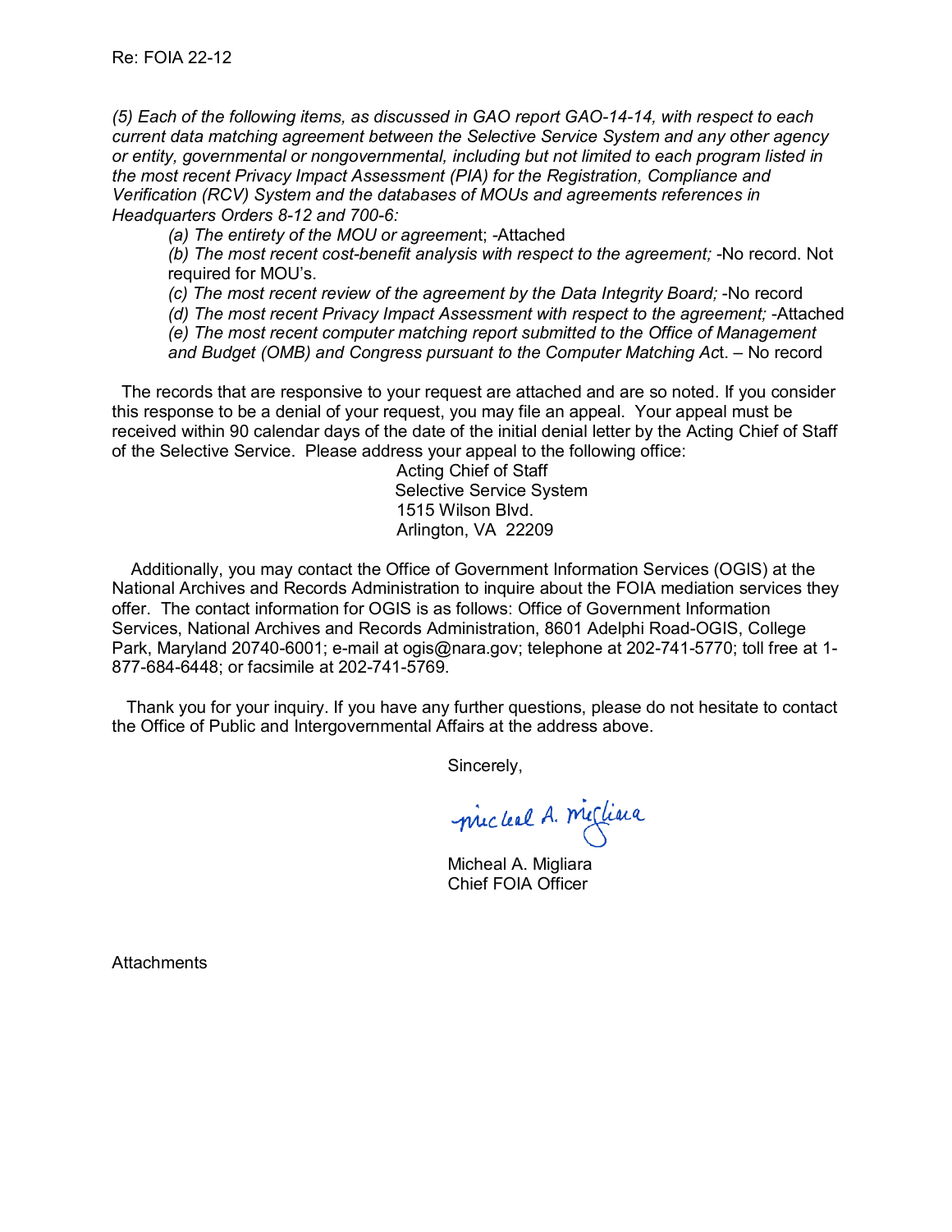Re: FOIA 22-12

*(5) Each of the following items, as discussed in GAO report GAO-14-14, with respect to each current data matching agreement between the Selective Service System and any other agency or entity, governmental or nongovernmental, including but not limited to each program listed in the most recent Privacy Impact Assessment (PIA) for the Registration, Compliance and Verification (RCV) System and the databases of MOUs and agreements references in Headquarters Orders 8-12 and 700-6:*

> *(a) The entirety of the MOU or agreemen*t; -Attached
>
> *(b) The most recent cost-benefit analysis with respect to the agreement;* -No record. Not required for MOU's.
>
> *(c) The most recent review of the agreement by the Data Integrity Board;* -No record
>
> *(d) The most recent Privacy Impact Assessment with respect to the agreement;* -Attached
>
> *(e) The most recent computer matching report submitted to the Office of Management and Budget (OMB) and Congress pursuant to the Computer Matching Ac*t. – No record

The records that are responsive to your request are attached and are so noted. If you consider this response to be a denial of your request, you may file an appeal. Your appeal must be received within 90 calendar days of the date of the initial denial letter by the Acting Chief of Staff of the Selective Service. Please address your appeal to the following office:

Acting Chief of Staff
Selective Service System
1515 Wilson Blvd.
Arlington, VA 22209

Additionally, you may contact the Office of Government Information Services (OGIS) at the National Archives and Records Administration to inquire about the FOIA mediation services they offer. The contact information for OGIS is as follows: Office of Government Information Services, National Archives and Records Administration, 8601 Adelphi Road-OGIS, College Park, Maryland 20740-6001; e-mail at ogis@nara.gov; telephone at 202-741-5770; toll free at 1-877-684-6448; or facsimile at 202-741-5769.

Thank you for your inquiry. If you have any further questions, please do not hesitate to contact the Office of Public and Intergovernmental Affairs at the address above.

Sincerely,

Micheal A. Migliara
Chief FOIA Officer

Attachments